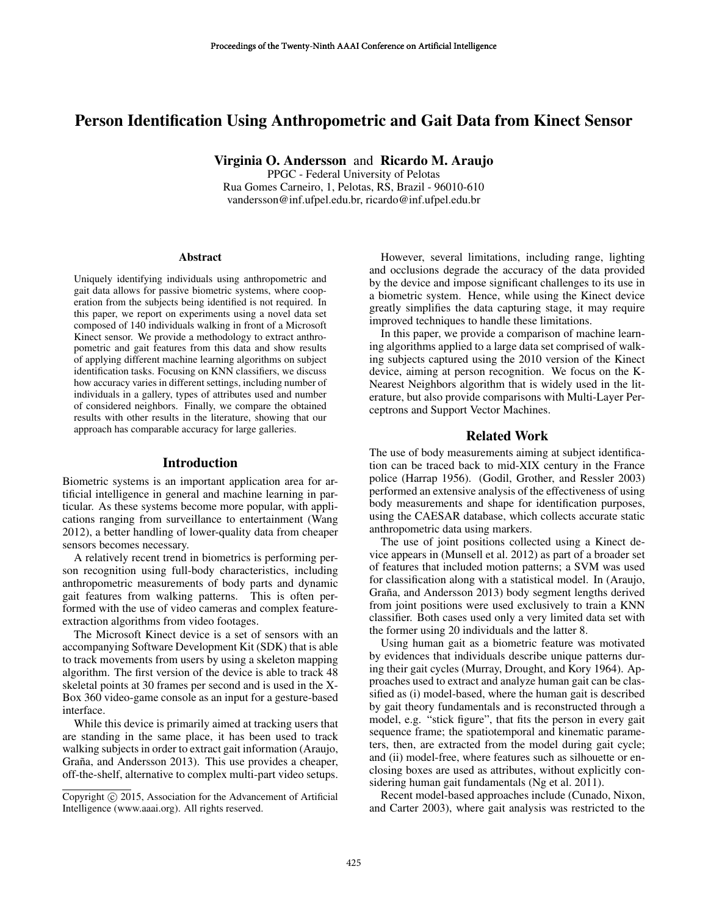# Person Identification Using Anthropometric and Gait Data from Kinect Sensor

**Virginia O. Andersson** and **Ricardo M. Araujo**

PPGC - Federal University of Pelotas
Rua Gomes Carneiro, 1, Pelotas, RS, Brazil - 96010-610
vandersson@inf.ufpel.edu.br, ricardo@inf.ufpel.edu.br

## Abstract

Uniquely identifying individuals using anthropometric and gait data allows for passive biometric systems, where cooperation from the subjects being identified is not required. In this paper, we report on experiments using a novel data set composed of 140 individuals walking in front of a Microsoft Kinect sensor. We provide a methodology to extract anthropometric and gait features from this data and show results of applying different machine learning algorithms on subject identification tasks. Focusing on KNN classifiers, we discuss how accuracy varies in different settings, including number of individuals in a gallery, types of attributes used and number of considered neighbors. Finally, we compare the obtained results with other results in the literature, showing that our approach has comparable accuracy for large galleries.

## Introduction

Biometric systems is an important application area for artificial intelligence in general and machine learning in particular. As these systems become more popular, with applications ranging from surveillance to entertainment (Wang 2012), a better handling of lower-quality data from cheaper sensors becomes necessary.

A relatively recent trend in biometrics is performing person recognition using full-body characteristics, including anthropometric measurements of body parts and dynamic gait features from walking patterns. This is often performed with the use of video cameras and complex feature-extraction algorithms from video footages.

The Microsoft Kinect device is a set of sensors with an accompanying Software Development Kit (SDK) that is able to track movements from users by using a skeleton mapping algorithm. The first version of the device is able to track 48 skeletal points at 30 frames per second and is used in the X-Box 360 video-game console as an input for a gesture-based interface.

While this device is primarily aimed at tracking users that are standing in the same place, it has been used to track walking subjects in order to extract gait information (Araujo, Graña, and Andersson 2013). This use provides a cheaper, off-the-shelf, alternative to complex multi-part video setups.

However, several limitations, including range, lighting and occlusions degrade the accuracy of the data provided by the device and impose significant challenges to its use in a biometric system. Hence, while using the Kinect device greatly simplifies the data capturing stage, it may require improved techniques to handle these limitations.

In this paper, we provide a comparison of machine learning algorithms applied to a large data set comprised of walking subjects captured using the 2010 version of the Kinect device, aiming at person recognition. We focus on the K-Nearest Neighbors algorithm that is widely used in the literature, but also provide comparisons with Multi-Layer Perceptrons and Support Vector Machines.

## Related Work

The use of body measurements aiming at subject identification can be traced back to mid-XIX century in the France police (Harrap 1956). (Godil, Grother, and Ressler 2003) performed an extensive analysis of the effectiveness of using body measurements and shape for identification purposes, using the CAESAR database, which collects accurate static anthropometric data using markers.

The use of joint positions collected using a Kinect device appears in (Munsell et al. 2012) as part of a broader set of features that included motion patterns; a SVM was used for classification along with a statistical model. In (Araujo, Graña, and Andersson 2013) body segment lengths derived from joint positions were used exclusively to train a KNN classifier. Both cases used only a very limited data set with the former using 20 individuals and the latter 8.

Using human gait as a biometric feature was motivated by evidences that individuals describe unique patterns during their gait cycles (Murray, Drought, and Kory 1964). Approaches used to extract and analyze human gait can be classified as (i) model-based, where the human gait is described by gait theory fundamentals and is reconstructed through a model, e.g. "stick figure", that fits the person in every gait sequence frame; the spatiotemporal and kinematic parameters, then, are extracted from the model during gait cycle; and (ii) model-free, where features such as silhouette or enclosing boxes are used as attributes, without explicitly considering human gait fundamentals (Ng et al. 2011).

Recent model-based approaches include (Cunado, Nixon, and Carter 2003), where gait analysis was restricted to the

Copyright © 2015, Association for the Advancement of Artificial Intelligence (www.aaai.org). All rights reserved.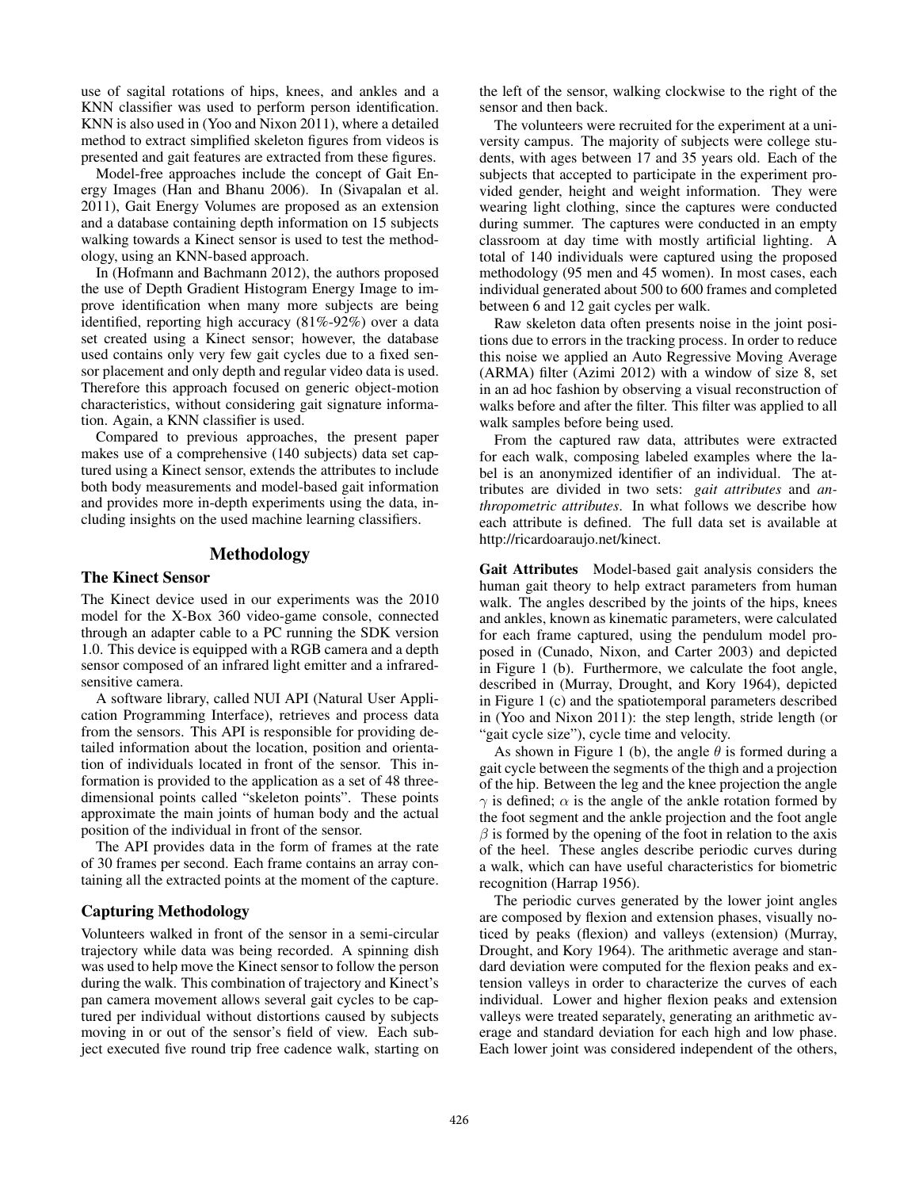use of sagital rotations of hips, knees, and ankles and a KNN classifier was used to perform person identification. KNN is also used in (Yoo and Nixon 2011), where a detailed method to extract simplified skeleton figures from videos is presented and gait features are extracted from these figures.

Model-free approaches include the concept of Gait Energy Images (Han and Bhanu 2006). In (Sivapalan et al. 2011), Gait Energy Volumes are proposed as an extension and a database containing depth information on 15 subjects walking towards a Kinect sensor is used to test the methodology, using an KNN-based approach.

In (Hofmann and Bachmann 2012), the authors proposed the use of Depth Gradient Histogram Energy Image to improve identification when many more subjects are being identified, reporting high accuracy (81%-92%) over a data set created using a Kinect sensor; however, the database used contains only very few gait cycles due to a fixed sensor placement and only depth and regular video data is used. Therefore this approach focused on generic object-motion characteristics, without considering gait signature information. Again, a KNN classifier is used.

Compared to previous approaches, the present paper makes use of a comprehensive (140 subjects) data set captured using a Kinect sensor, extends the attributes to include both body measurements and model-based gait information and provides more in-depth experiments using the data, including insights on the used machine learning classifiers.

## Methodology

### The Kinect Sensor

The Kinect device used in our experiments was the 2010 model for the X-Box 360 video-game console, connected through an adapter cable to a PC running the SDK version 1.0. This device is equipped with a RGB camera and a depth sensor composed of an infrared light emitter and a infrared-sensitive camera.

A software library, called NUI API (Natural User Application Programming Interface), retrieves and process data from the sensors. This API is responsible for providing detailed information about the location, position and orientation of individuals located in front of the sensor. This information is provided to the application as a set of 48 three-dimensional points called "skeleton points". These points approximate the main joints of human body and the actual position of the individual in front of the sensor.

The API provides data in the form of frames at the rate of 30 frames per second. Each frame contains an array containing all the extracted points at the moment of the capture.

### Capturing Methodology

Volunteers walked in front of the sensor in a semi-circular trajectory while data was being recorded. A spinning dish was used to help move the Kinect sensor to follow the person during the walk. This combination of trajectory and Kinect's pan camera movement allows several gait cycles to be captured per individual without distortions caused by subjects moving in or out of the sensor's field of view. Each subject executed five round trip free cadence walk, starting on the left of the sensor, walking clockwise to the right of the sensor and then back.

The volunteers were recruited for the experiment at a university campus. The majority of subjects were college students, with ages between 17 and 35 years old. Each of the subjects that accepted to participate in the experiment provided gender, height and weight information. They were wearing light clothing, since the captures were conducted during summer. The captures were conducted in an empty classroom at day time with mostly artificial lighting. A total of 140 individuals were captured using the proposed methodology (95 men and 45 women). In most cases, each individual generated about 500 to 600 frames and completed between 6 and 12 gait cycles per walk.

Raw skeleton data often presents noise in the joint positions due to errors in the tracking process. In order to reduce this noise we applied an Auto Regressive Moving Average (ARMA) filter (Azimi 2012) with a window of size 8, set in an ad hoc fashion by observing a visual reconstruction of walks before and after the filter. This filter was applied to all walk samples before being used.

From the captured raw data, attributes were extracted for each walk, composing labeled examples where the label is an anonymized identifier of an individual. The attributes are divided in two sets: *gait attributes* and *anthropometric attributes*. In what follows we describe how each attribute is defined. The full data set is available at http://ricardoaraujo.net/kinect.

**Gait Attributes** Model-based gait analysis considers the human gait theory to help extract parameters from human walk. The angles described by the joints of the hips, knees and ankles, known as kinematic parameters, were calculated for each frame captured, using the pendulum model proposed in (Cunado, Nixon, and Carter 2003) and depicted in Figure 1 (b). Furthermore, we calculate the foot angle, described in (Murray, Drought, and Kory 1964), depicted in Figure 1 (c) and the spatiotemporal parameters described in (Yoo and Nixon 2011): the step length, stride length (or "gait cycle size"), cycle time and velocity.

As shown in Figure 1 (b), the angle $\theta$ is formed during a gait cycle between the segments of the thigh and a projection of the hip. Between the leg and the knee projection the angle $\gamma$ is defined; $\alpha$ is the angle of the ankle rotation formed by the foot segment and the ankle projection and the foot angle $\beta$ is formed by the opening of the foot in relation to the axis of the heel. These angles describe periodic curves during a walk, which can have useful characteristics for biometric recognition (Harrap 1956).

The periodic curves generated by the lower joint angles are composed by flexion and extension phases, visually noticed by peaks (flexion) and valleys (extension) (Murray, Drought, and Kory 1964). The arithmetic average and standard deviation were computed for the flexion peaks and extension valleys in order to characterize the curves of each individual. Lower and higher flexion peaks and extension valleys were treated separately, generating an arithmetic average and standard deviation for each high and low phase. Each lower joint was considered independent of the others,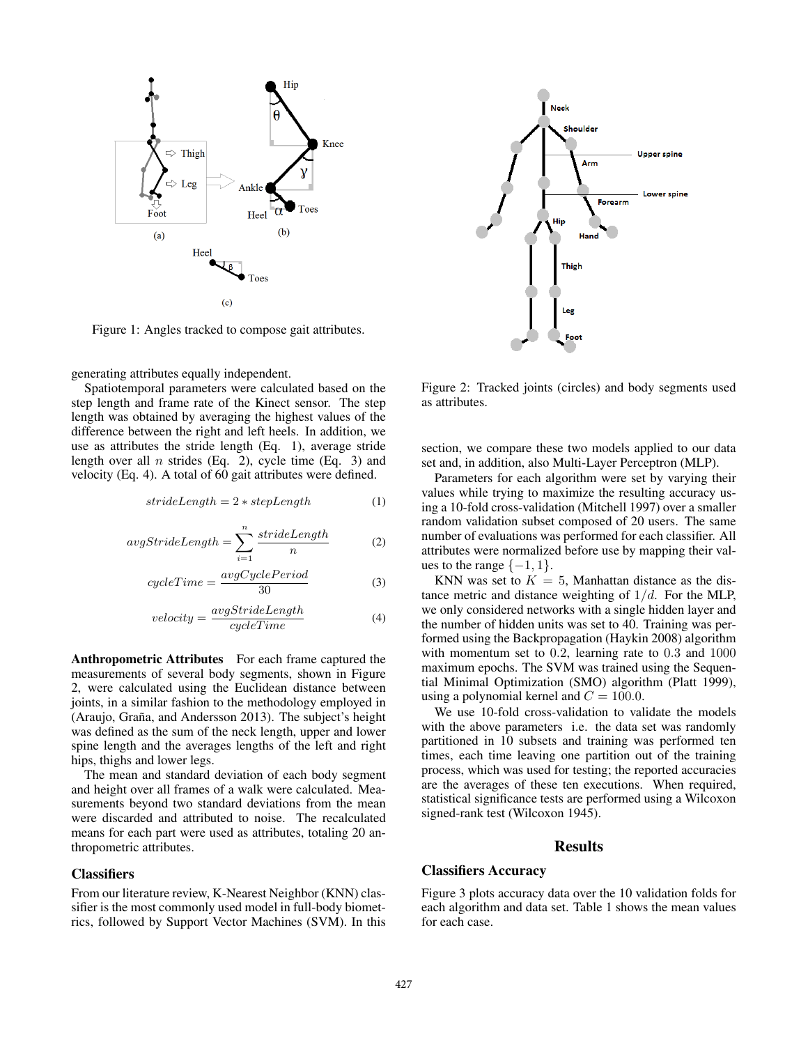Figure 1: Angles tracked to compose gait attributes.

generating attributes equally independent.

Spatiotemporal parameters were calculated based on the step length and frame rate of the Kinect sensor. The step length was obtained by averaging the highest values of the difference between the right and left heels. In addition, we use as attributes the stride length (Eq. 1), average stride length over all $n$ strides (Eq. 2), cycle time (Eq. 3) and velocity (Eq. 4). A total of 60 gait attributes were defined.

$$strideLength = 2 * stepLength \tag{1}$$

$$avgStrideLength = \sum_{i=1}^{n} \frac{strideLength}{n} \tag{2}$$

$$cycleTime = \frac{avgCyclePeriod}{30} \tag{3}$$

$$velocity = \frac{avgStrideLength}{cycleTime} \tag{4}$$

**Anthropometric Attributes** For each frame captured the measurements of several body segments, shown in Figure 2, were calculated using the Euclidean distance between joints, in a similar fashion to the methodology employed in (Araujo, Graña, and Andersson 2013). The subject's height was defined as the sum of the neck length, upper and lower spine length and the averages lengths of the left and right hips, thighs and lower legs.

The mean and standard deviation of each body segment and height over all frames of a walk were calculated. Measurements beyond two standard deviations from the mean were discarded and attributed to noise. The recalculated means for each part were used as attributes, totaling 20 anthropometric attributes.

### Classifiers

From our literature review, K-Nearest Neighbor (KNN) classifier is the most commonly used model in full-body biometrics, followed by Support Vector Machines (SVM). In this section, we compare these two models applied to our data set and, in addition, also Multi-Layer Perceptron (MLP).

Figure 2: Tracked joints (circles) and body segments used as attributes.

Parameters for each algorithm were set by varying their values while trying to maximize the resulting accuracy using a 10-fold cross-validation (Mitchell 1997) over a smaller random validation subset composed of 20 users. The same number of evaluations was performed for each classifier. All attributes were normalized before use by mapping their values to the range $\{-1, 1\}$.

KNN was set to $K = 5$, Manhattan distance as the distance metric and distance weighting of $1/d$. For the MLP, we only considered networks with a single hidden layer and the number of hidden units was set to 40. Training was performed using the Backpropagation (Haykin 2008) algorithm with momentum set to $0.2$, learning rate to $0.3$ and $1000$ maximum epochs. The SVM was trained using the Sequential Minimal Optimization (SMO) algorithm (Platt 1999), using a polynomial kernel and $C = 100.0$.

We use 10-fold cross-validation to validate the models with the above parameters i.e. the data set was randomly partitioned in 10 subsets and training was performed ten times, each time leaving one partition out of the training process, which was used for testing; the reported accuracies are the averages of these ten executions. When required, statistical significance tests are performed using a Wilcoxon signed-rank test (Wilcoxon 1945).

## Results

### Classifiers Accuracy

Figure 3 plots accuracy data over the 10 validation folds for each algorithm and data set. Table 1 shows the mean values for each case.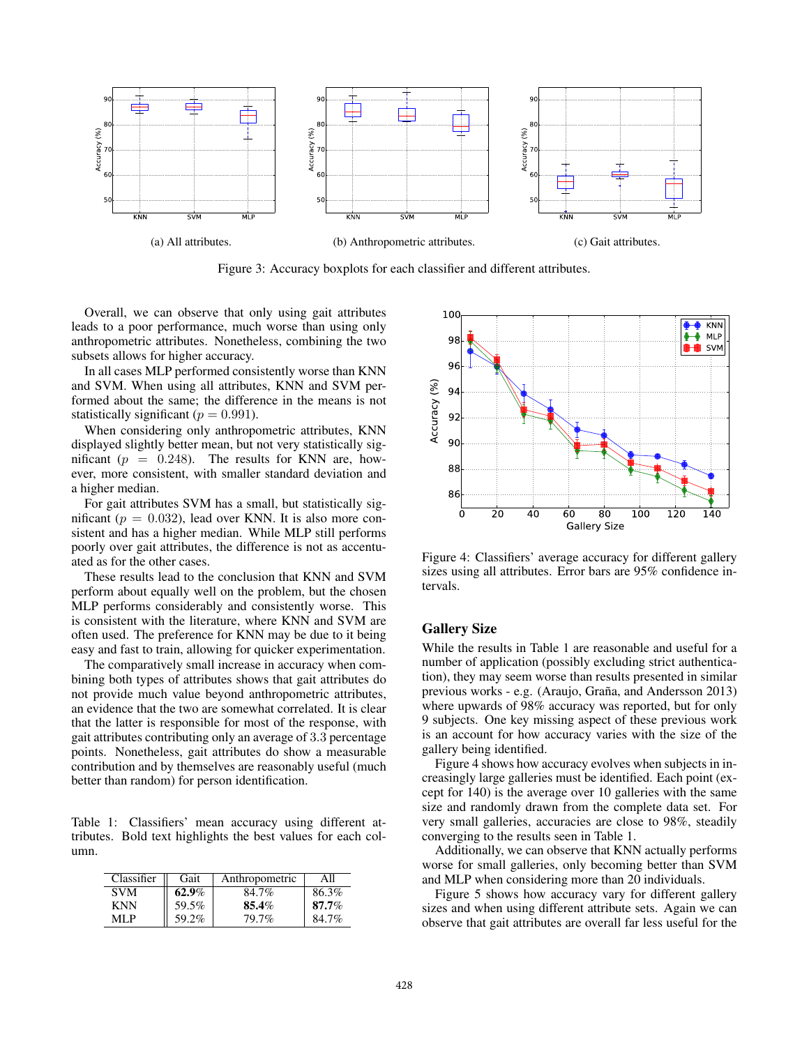(a) All attributes.

(b) Anthropometric attributes.

(c) Gait attributes.

Figure 3: Accuracy boxplots for each classifier and different attributes.

Overall, we can observe that only using gait attributes leads to a poor performance, much worse than using only anthropometric attributes. Nonetheless, combining the two subsets allows for higher accuracy.

In all cases MLP performed consistently worse than KNN and SVM. When using all attributes, KNN and SVM performed about the same; the difference in the means is not statistically significant ($p = 0.991$).

When considering only anthropometric attributes, KNN displayed slightly better mean, but not very statistically significant ($p = 0.248$). The results for KNN are, however, more consistent, with smaller standard deviation and a higher median.

For gait attributes SVM has a small, but statistically significant ($p = 0.032$), lead over KNN. It is also more consistent and has a higher median. While MLP still performs poorly over gait attributes, the difference is not as accentuated as for the other cases.

These results lead to the conclusion that KNN and SVM perform about equally well on the problem, but the chosen MLP performs considerably and consistently worse. This is consistent with the literature, where KNN and SVM are often used. The preference for KNN may be due to it being easy and fast to train, allowing for quicker experimentation.

The comparatively small increase in accuracy when combining both types of attributes shows that gait attributes do not provide much value beyond anthropometric attributes, an evidence that the two are somewhat correlated. It is clear that the latter is responsible for most of the response, with gait attributes contributing only an average of 3.3 percentage points. Nonetheless, gait attributes do show a measurable contribution and by themselves are reasonably useful (much better than random) for person identification.

Table 1: Classifiers' mean accuracy using different attributes. Bold text highlights the best values for each column.

| Classifier | Gait | Anthropometric | All |
|---|---|---|---|
| SVM | **62.9**% | 84.7% | 86.3% |
| KNN | 59.5% | **85.4**% | **87.7**% |
| MLP | 59.2% | 79.7% | 84.7% |

Figure 4: Classifiers' average accuracy for different gallery sizes using all attributes. Error bars are 95% confidence intervals.

## Gallery Size

While the results in Table 1 are reasonable and useful for a number of application (possibly excluding strict authentication), they may seem worse than results presented in similar previous works - e.g. (Araujo, Graña, and Andersson 2013) where upwards of 98% accuracy was reported, but for only 9 subjects. One key missing aspect of these previous work is an account for how accuracy varies with the size of the gallery being identified.

Figure 4 shows how accuracy evolves when subjects in increasingly large galleries must be identified. Each point (except for 140) is the average over 10 galleries with the same size and randomly drawn from the complete data set. For very small galleries, accuracies are close to 98%, steadily converging to the results seen in Table 1.

Additionally, we can observe that KNN actually performs worse for small galleries, only becoming better than SVM and MLP when considering more than 20 individuals.

Figure 5 shows how accuracy vary for different gallery sizes and when using different attribute sets. Again we can observe that gait attributes are overall far less useful for the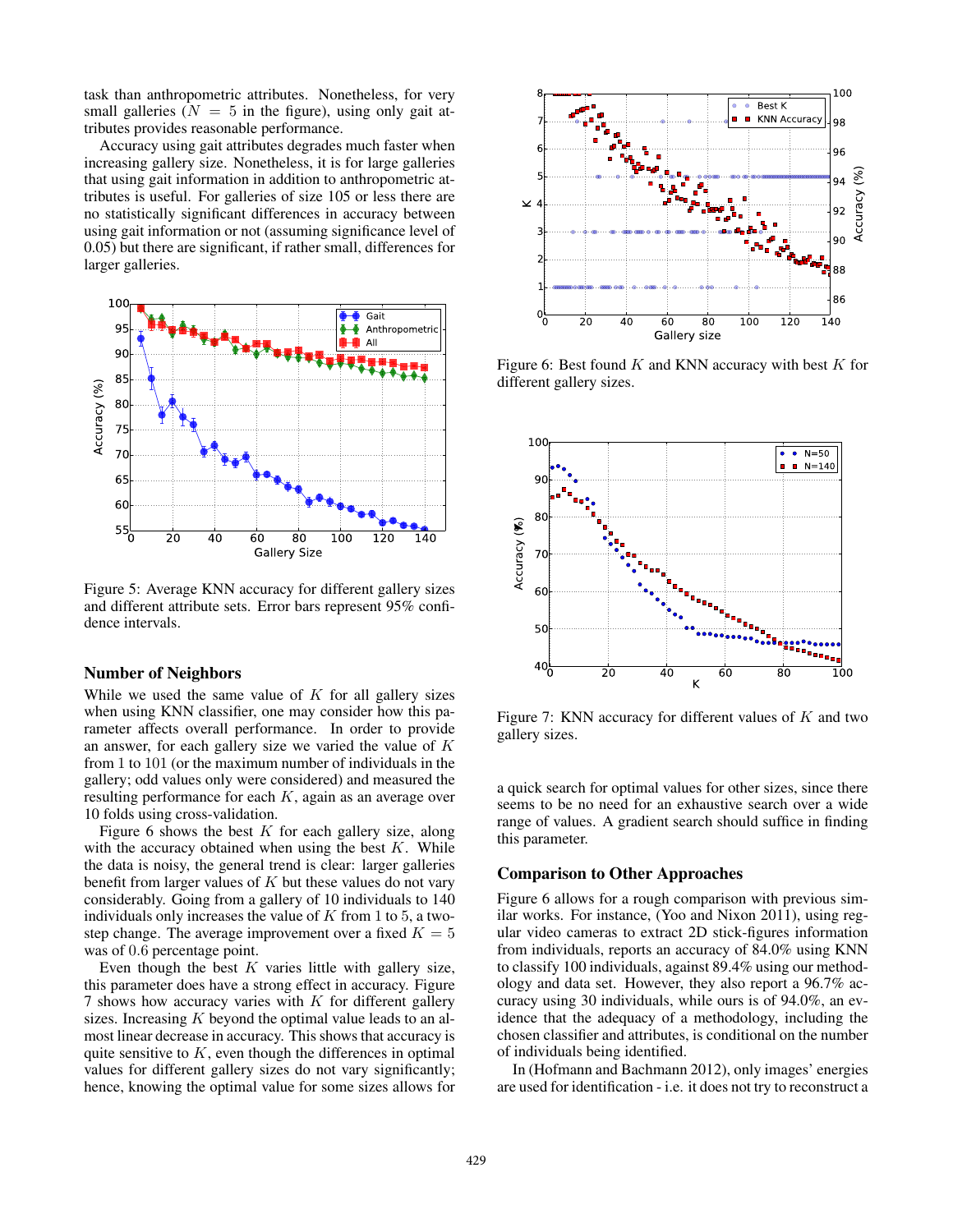task than anthropometric attributes. Nonetheless, for very small galleries ($N = 5$ in the figure), using only gait attributes provides reasonable performance.

Accuracy using gait attributes degrades much faster when increasing gallery size. Nonetheless, it is for large galleries that using gait information in addition to anthropometric attributes is useful. For galleries of size 105 or less there are no statistically significant differences in accuracy between using gait information or not (assuming significance level of 0.05) but there are significant, if rather small, differences for larger galleries.

Figure 5: Average KNN accuracy for different gallery sizes and different attribute sets. Error bars represent 95% confidence intervals.

## Number of Neighbors

While we used the same value of $K$ for all gallery sizes when using KNN classifier, one may consider how this parameter affects overall performance. In order to provide an answer, for each gallery size we varied the value of $K$ from 1 to 101 (or the maximum number of individuals in the gallery; odd values only were considered) and measured the resulting performance for each $K$, again as an average over 10 folds using cross-validation.

Figure 6 shows the best $K$ for each gallery size, along with the accuracy obtained when using the best $K$. While the data is noisy, the general trend is clear: larger galleries benefit from larger values of $K$ but these values do not vary considerably. Going from a gallery of 10 individuals to 140 individuals only increases the value of $K$ from 1 to 5, a two-step change. The average improvement over a fixed $K = 5$ was of 0.6 percentage point.

Even though the best $K$ varies little with gallery size, this parameter does have a strong effect in accuracy. Figure 7 shows how accuracy varies with $K$ for different gallery sizes. Increasing $K$ beyond the optimal value leads to an almost linear decrease in accuracy. This shows that accuracy is quite sensitive to $K$, even though the differences in optimal values for different gallery sizes do not vary significantly; hence, knowing the optimal value for some sizes allows for a quick search for optimal values for other sizes, since there seems to be no need for an exhaustive search over a wide range of values. A gradient search should suffice in finding this parameter.

Figure 6: Best found $K$ and KNN accuracy with best $K$ for different gallery sizes.

Figure 7: KNN accuracy for different values of $K$ and two gallery sizes.

## Comparison to Other Approaches

Figure 6 allows for a rough comparison with previous similar works. For instance, (Yoo and Nixon 2011), using regular video cameras to extract 2D stick-figures information from individuals, reports an accuracy of 84.0% using KNN to classify 100 individuals, against 89.4% using our methodology and data set. However, they also report a 96.7% accuracy using 30 individuals, while ours is of 94.0%, an evidence that the adequacy of a methodology, including the chosen classifier and attributes, is conditional on the number of individuals being identified.

In (Hofmann and Bachmann 2012), only images' energies are used for identification - i.e. it does not try to reconstruct a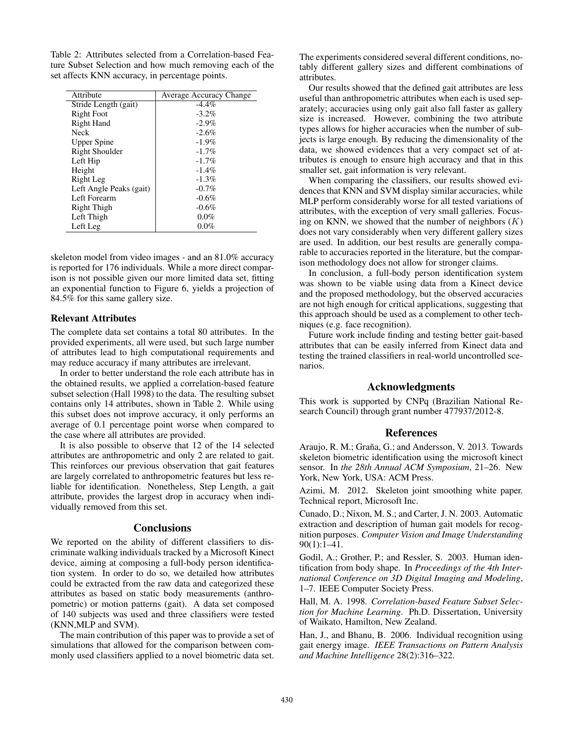Table 2: Attributes selected from a Correlation-based Feature Subset Selection and how much removing each of the set affects KNN accuracy, in percentage points.

| Attribute | Average Accuracy Change |
|---|---|
| Stride Length (gait) | -4.4% |
| Right Foot | -3.2% |
| Right Hand | -2.9% |
| Neck | -2.6% |
| Upper Spine | -1.9% |
| Right Shoulder | -1.7% |
| Left Hip | -1.7% |
| Height | -1.4% |
| Right Leg | -1.3% |
| Left Angle Peaks (gait) | -0.7% |
| Left Forearm | -0.6% |
| Right Thigh | -0.6% |
| Left Thigh | 0.0% |
| Left Leg | 0.0% |

skeleton model from video images - and an 81.0% accuracy is reported for 176 individuals. While a more direct comparison is not possible given our more limited data set, fitting an exponential function to Figure 6, yields a projection of 84.5% for this same gallery size.

### Relevant Attributes

The complete data set contains a total 80 attributes. In the provided experiments, all were used, but such large number of attributes lead to high computational requirements and may reduce accuracy if many attributes are irrelevant.

In order to better understand the role each attribute has in the obtained results, we applied a correlation-based feature subset selection (Hall 1998) to the data. The resulting subset contains only 14 attributes, shown in Table 2. While using this subset does not improve accuracy, it only performs an average of 0.1 percentage point worse when compared to the case where all attributes are provided.

It is also possible to observe that 12 of the 14 selected attributes are anthropometric and only 2 are related to gait. This reinforces our previous observation that gait features are largely correlated to anthropometric features but less reliable for identification. Nonetheless, Step Length, a gait attribute, provides the largest drop in accuracy when individually removed from this set.

## Conclusions

We reported on the ability of different classifiers to discriminate walking individuals tracked by a Microsoft Kinect device, aiming at composing a full-body person identification system. In order to do so, we detailed how attributes could be extracted from the raw data and categorized these attributes as based on static body measurements (anthropometric) or motion patterns (gait). A data set composed of 140 subjects was used and three classifiers were tested (KNN,MLP and SVM).

The main contribution of this paper was to provide a set of simulations that allowed for the comparison between commonly used classifiers applied to a novel biometric data set. The experiments considered several different conditions, notably different gallery sizes and different combinations of attributes.

Our results showed that the defined gait attributes are less useful than anthropometric attributes when each is used separately; accuracies using only gait also fall faster as gallery size is increased. However, combining the two attribute types allows for higher accuracies when the number of subjects is large enough. By reducing the dimensionality of the data, we showed evidences that a very compact set of attributes is enough to ensure high accuracy and that in this smaller set, gait information is very relevant.

When comparing the classifiers, our results showed evidences that KNN and SVM display similar accuracies, while MLP perform considerably worse for all tested variations of attributes, with the exception of very small galleries. Focusing on KNN, we showed that the number of neighbors ($K$) does not vary considerably when very different gallery sizes are used. In addition, our best results are generally comparable to accuracies reported in the literature, but the comparison methodology does not allow for stronger claims.

In conclusion, a full-body person identification system was shown to be viable using data from a Kinect device and the proposed methodology, but the observed accuracies are not high enough for critical applications, suggesting that this approach should be used as a complement to other techniques (e.g. face recognition).

Future work include finding and testing better gait-based attributes that can be easily inferred from Kinect data and testing the trained classifiers in real-world uncontrolled scenarios.

## Acknowledgments

This work is supported by CNPq (Brazilian National Research Council) through grant number 477937/2012-8.

## References

Araujo, R. M.; Graña, G.; and Andersson, V. 2013. Towards skeleton biometric identification using the microsoft kinect sensor. In *the 28th Annual ACM Symposium*, 21–26. New York, New York, USA: ACM Press.

Azimi, M. 2012. Skeleton joint smoothing white paper. Technical report, Microsoft Inc.

Cunado, D.; Nixon, M. S.; and Carter, J. N. 2003. Automatic extraction and description of human gait models for recognition purposes. *Computer Vision and Image Understanding* 90(1):1–41.

Godil, A.; Grother, P.; and Ressler, S. 2003. Human identification from body shape. In *Proceedings of the 4th International Conference on 3D Digital Imaging and Modeling*, 1–7. IEEE Computer Society Press.

Hall, M. A. 1998. *Correlation-based Feature Subset Selection for Machine Learning*. Ph.D. Dissertation, University of Waikato, Hamilton, New Zealand.

Han, J., and Bhanu, B. 2006. Individual recognition using gait energy image. *IEEE Transactions on Pattern Analysis and Machine Intelligence* 28(2):316–322.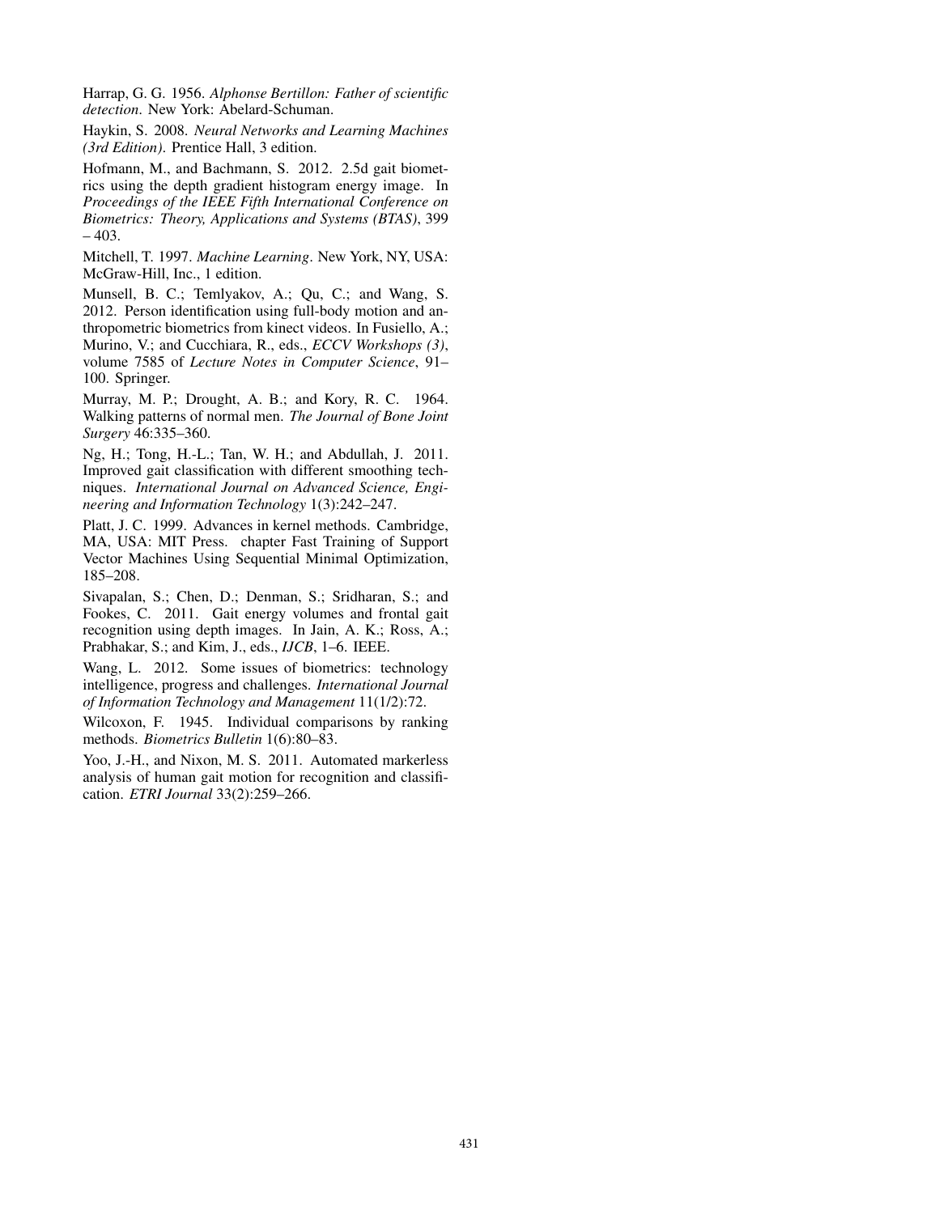Harrap, G. G. 1956. *Alphonse Bertillon: Father of scientific detection*. New York: Abelard-Schuman.

Haykin, S. 2008. *Neural Networks and Learning Machines (3rd Edition)*. Prentice Hall, 3 edition.

Hofmann, M., and Bachmann, S. 2012. 2.5d gait biometrics using the depth gradient histogram energy image. In *Proceedings of the IEEE Fifth International Conference on Biometrics: Theory, Applications and Systems (BTAS)*, 399 – 403.

Mitchell, T. 1997. *Machine Learning*. New York, NY, USA: McGraw-Hill, Inc., 1 edition.

Munsell, B. C.; Temlyakov, A.; Qu, C.; and Wang, S. 2012. Person identification using full-body motion and anthropometric biometrics from kinect videos. In Fusiello, A.; Murino, V.; and Cucchiara, R., eds., *ECCV Workshops (3)*, volume 7585 of *Lecture Notes in Computer Science*, 91–100. Springer.

Murray, M. P.; Drought, A. B.; and Kory, R. C. 1964. Walking patterns of normal men. *The Journal of Bone Joint Surgery* 46:335–360.

Ng, H.; Tong, H.-L.; Tan, W. H.; and Abdullah, J. 2011. Improved gait classification with different smoothing techniques. *International Journal on Advanced Science, Engineering and Information Technology* 1(3):242–247.

Platt, J. C. 1999. Advances in kernel methods. Cambridge, MA, USA: MIT Press. chapter Fast Training of Support Vector Machines Using Sequential Minimal Optimization, 185–208.

Sivapalan, S.; Chen, D.; Denman, S.; Sridharan, S.; and Fookes, C. 2011. Gait energy volumes and frontal gait recognition using depth images. In Jain, A. K.; Ross, A.; Prabhakar, S.; and Kim, J., eds., *IJCB*, 1–6. IEEE.

Wang, L. 2012. Some issues of biometrics: technology intelligence, progress and challenges. *International Journal of Information Technology and Management* 11(1/2):72.

Wilcoxon, F. 1945. Individual comparisons by ranking methods. *Biometrics Bulletin* 1(6):80–83.

Yoo, J.-H., and Nixon, M. S. 2011. Automated markerless analysis of human gait motion for recognition and classification. *ETRI Journal* 33(2):259–266.